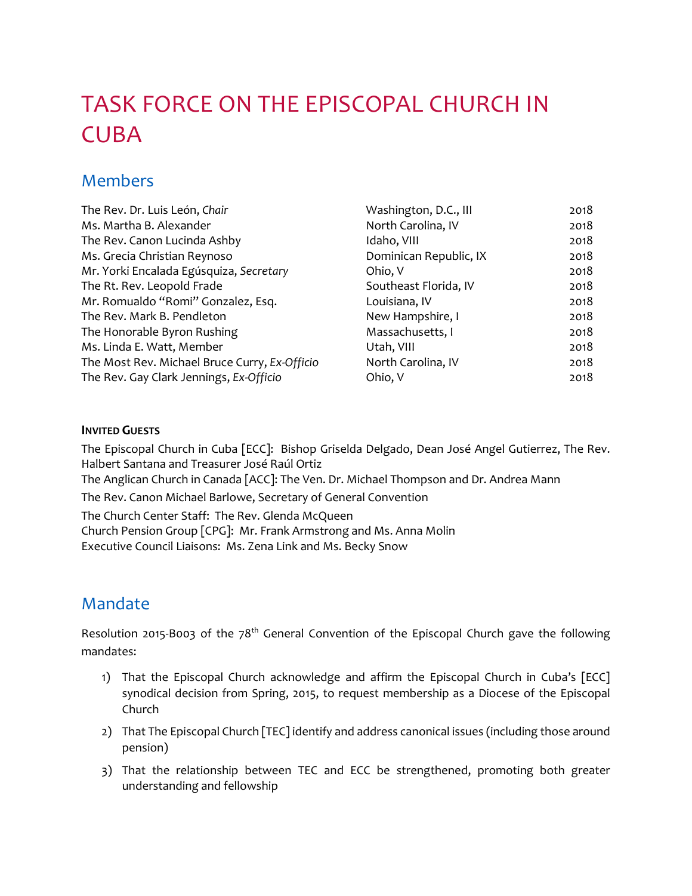# TASK FORCE ON THE EPISCOPAL CHURCH IN CUBA

## Members

| | | |
|---|---|---|
| The Rev. Dr. Luis León, *Chair* | Washington, D.C., III | 2018 |
| Ms. Martha B. Alexander | North Carolina, IV | 2018 |
| The Rev. Canon Lucinda Ashby | Idaho, VIII | 2018 |
| Ms. Grecia Christian Reynoso | Dominican Republic, IX | 2018 |
| Mr. Yorki Encalada Egúsquiza, *Secretary* | Ohio, V | 2018 |
| The Rt. Rev. Leopold Frade | Southeast Florida, IV | 2018 |
| Mr. Romualdo "Romi" Gonzalez, Esq. | Louisiana, IV | 2018 |
| The Rev. Mark B. Pendleton | New Hampshire, I | 2018 |
| The Honorable Byron Rushing | Massachusetts, I | 2018 |
| Ms. Linda E. Watt, Member | Utah, VIII | 2018 |
| The Most Rev. Michael Bruce Curry, *Ex-Officio* | North Carolina, IV | 2018 |
| The Rev. Gay Clark Jennings, *Ex-Officio* | Ohio, V | 2018 |

**INVITED GUESTS**

The Episcopal Church in Cuba [ECC]: Bishop Griselda Delgado, Dean José Angel Gutierrez, The Rev. Halbert Santana and Treasurer José Raúl Ortiz

The Anglican Church in Canada [ACC]: The Ven. Dr. Michael Thompson and Dr. Andrea Mann

The Rev. Canon Michael Barlowe, Secretary of General Convention

The Church Center Staff: The Rev. Glenda McQueen

Church Pension Group [CPG]: Mr. Frank Armstrong and Ms. Anna Molin

Executive Council Liaisons: Ms. Zena Link and Ms. Becky Snow

## Mandate

Resolution 2015-B003 of the 78th General Convention of the Episcopal Church gave the following mandates:

1) That the Episcopal Church acknowledge and affirm the Episcopal Church in Cuba's [ECC] synodical decision from Spring, 2015, to request membership as a Diocese of the Episcopal Church
2) That The Episcopal Church [TEC] identify and address canonical issues (including those around pension)
3) That the relationship between TEC and ECC be strengthened, promoting both greater understanding and fellowship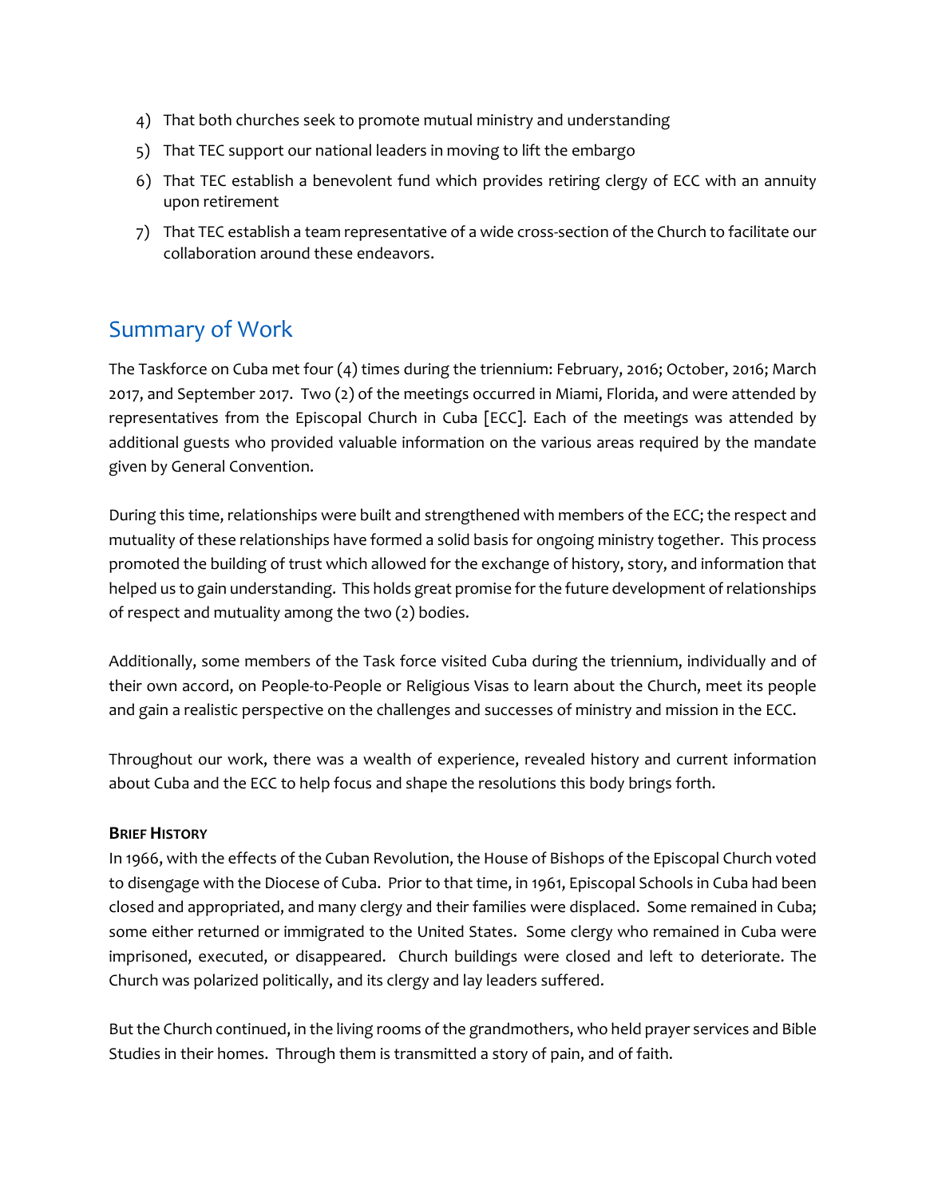4) That both churches seek to promote mutual ministry and understanding
5) That TEC support our national leaders in moving to lift the embargo
6) That TEC establish a benevolent fund which provides retiring clergy of ECC with an annuity upon retirement
7) That TEC establish a team representative of a wide cross-section of the Church to facilitate our collaboration around these endeavors.

## Summary of Work

The Taskforce on Cuba met four (4) times during the triennium: February, 2016; October, 2016; March 2017, and September 2017. Two (2) of the meetings occurred in Miami, Florida, and were attended by representatives from the Episcopal Church in Cuba [ECC]. Each of the meetings was attended by additional guests who provided valuable information on the various areas required by the mandate given by General Convention.

During this time, relationships were built and strengthened with members of the ECC; the respect and mutuality of these relationships have formed a solid basis for ongoing ministry together. This process promoted the building of trust which allowed for the exchange of history, story, and information that helped us to gain understanding. This holds great promise for the future development of relationships of respect and mutuality among the two (2) bodies.

Additionally, some members of the Task force visited Cuba during the triennium, individually and of their own accord, on People-to-People or Religious Visas to learn about the Church, meet its people and gain a realistic perspective on the challenges and successes of ministry and mission in the ECC.

Throughout our work, there was a wealth of experience, revealed history and current information about Cuba and the ECC to help focus and shape the resolutions this body brings forth.

**BRIEF HISTORY**

In 1966, with the effects of the Cuban Revolution, the House of Bishops of the Episcopal Church voted to disengage with the Diocese of Cuba. Prior to that time, in 1961, Episcopal Schools in Cuba had been closed and appropriated, and many clergy and their families were displaced. Some remained in Cuba; some either returned or immigrated to the United States. Some clergy who remained in Cuba were imprisoned, executed, or disappeared. Church buildings were closed and left to deteriorate. The Church was polarized politically, and its clergy and lay leaders suffered.

But the Church continued, in the living rooms of the grandmothers, who held prayer services and Bible Studies in their homes. Through them is transmitted a story of pain, and of faith.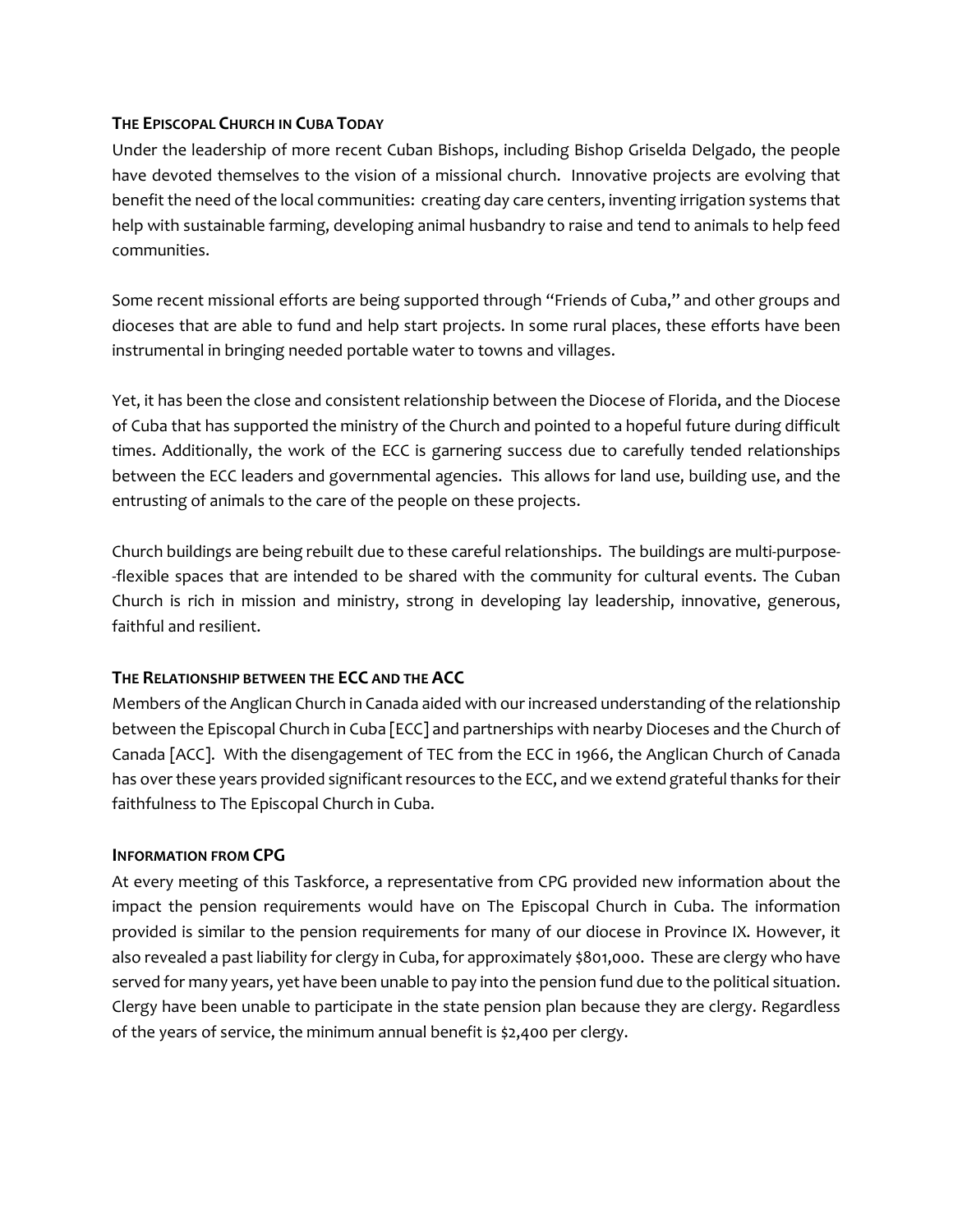## The Episcopal Church in Cuba Today

Under the leadership of more recent Cuban Bishops, including Bishop Griselda Delgado, the people have devoted themselves to the vision of a missional church. Innovative projects are evolving that benefit the need of the local communities: creating day care centers, inventing irrigation systems that help with sustainable farming, developing animal husbandry to raise and tend to animals to help feed communities.

Some recent missional efforts are being supported through "Friends of Cuba," and other groups and dioceses that are able to fund and help start projects. In some rural places, these efforts have been instrumental in bringing needed portable water to towns and villages.

Yet, it has been the close and consistent relationship between the Diocese of Florida, and the Diocese of Cuba that has supported the ministry of the Church and pointed to a hopeful future during difficult times. Additionally, the work of the ECC is garnering success due to carefully tended relationships between the ECC leaders and governmental agencies. This allows for land use, building use, and the entrusting of animals to the care of the people on these projects.

Church buildings are being rebuilt due to these careful relationships. The buildings are multi-purpose--flexible spaces that are intended to be shared with the community for cultural events. The Cuban Church is rich in mission and ministry, strong in developing lay leadership, innovative, generous, faithful and resilient.

## The Relationship between the ECC and the ACC

Members of the Anglican Church in Canada aided with our increased understanding of the relationship between the Episcopal Church in Cuba [ECC] and partnerships with nearby Dioceses and the Church of Canada [ACC]. With the disengagement of TEC from the ECC in 1966, the Anglican Church of Canada has over these years provided significant resources to the ECC, and we extend grateful thanks for their faithfulness to The Episcopal Church in Cuba.

## Information from CPG

At every meeting of this Taskforce, a representative from CPG provided new information about the impact the pension requirements would have on The Episcopal Church in Cuba. The information provided is similar to the pension requirements for many of our diocese in Province IX. However, it also revealed a past liability for clergy in Cuba, for approximately $801,000. These are clergy who have served for many years, yet have been unable to pay into the pension fund due to the political situation. Clergy have been unable to participate in the state pension plan because they are clergy. Regardless of the years of service, the minimum annual benefit is $2,400 per clergy.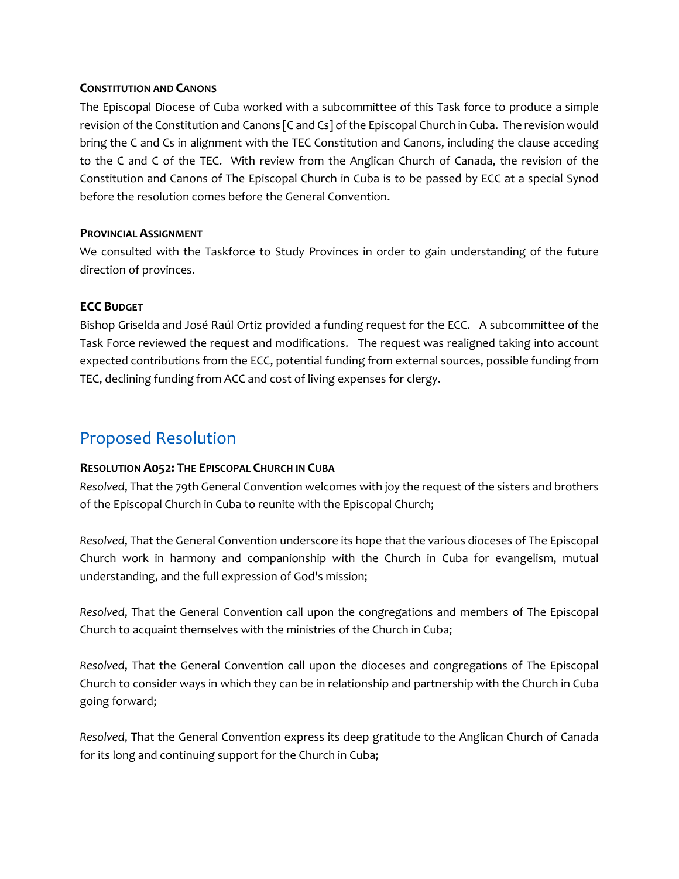### Constitution and Canons

The Episcopal Diocese of Cuba worked with a subcommittee of this Task force to produce a simple revision of the Constitution and Canons [C and Cs] of the Episcopal Church in Cuba. The revision would bring the C and Cs in alignment with the TEC Constitution and Canons, including the clause acceding to the C and C of the TEC. With review from the Anglican Church of Canada, the revision of the Constitution and Canons of The Episcopal Church in Cuba is to be passed by ECC at a special Synod before the resolution comes before the General Convention.

### Provincial Assignment

We consulted with the Taskforce to Study Provinces in order to gain understanding of the future direction of provinces.

### ECC Budget

Bishop Griselda and José Raúl Ortiz provided a funding request for the ECC. A subcommittee of the Task Force reviewed the request and modifications. The request was realigned taking into account expected contributions from the ECC, potential funding from external sources, possible funding from TEC, declining funding from ACC and cost of living expenses for clergy.

## Proposed Resolution

### Resolution A052: The Episcopal Church in Cuba

*Resolved*, That the 79th General Convention welcomes with joy the request of the sisters and brothers of the Episcopal Church in Cuba to reunite with the Episcopal Church;

*Resolved*, That the General Convention underscore its hope that the various dioceses of The Episcopal Church work in harmony and companionship with the Church in Cuba for evangelism, mutual understanding, and the full expression of God's mission;

*Resolved*, That the General Convention call upon the congregations and members of The Episcopal Church to acquaint themselves with the ministries of the Church in Cuba;

*Resolved*, That the General Convention call upon the dioceses and congregations of The Episcopal Church to consider ways in which they can be in relationship and partnership with the Church in Cuba going forward;

*Resolved*, That the General Convention express its deep gratitude to the Anglican Church of Canada for its long and continuing support for the Church in Cuba;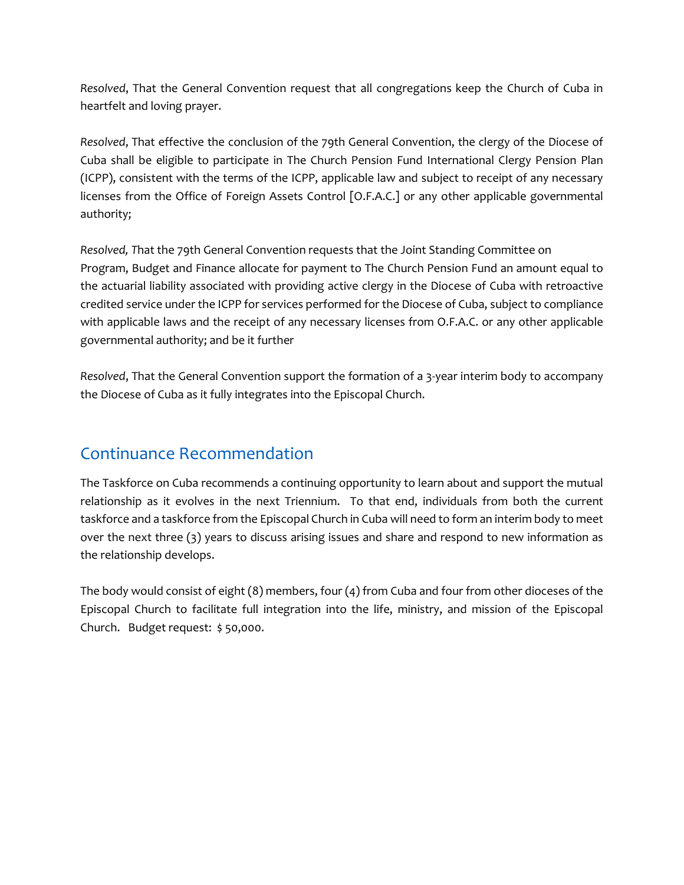*Resolved*, That the General Convention request that all congregations keep the Church of Cuba in heartfelt and loving prayer.

*Resolved*, That effective the conclusion of the 79th General Convention, the clergy of the Diocese of Cuba shall be eligible to participate in The Church Pension Fund International Clergy Pension Plan (ICPP), consistent with the terms of the ICPP, applicable law and subject to receipt of any necessary licenses from the Office of Foreign Assets Control [O.F.A.C.] or any other applicable governmental authority;

*Resolved, T*hat the 79th General Convention requests that the Joint Standing Committee on Program, Budget and Finance allocate for payment to The Church Pension Fund an amount equal to the actuarial liability associated with providing active clergy in the Diocese of Cuba with retroactive credited service under the ICPP for services performed for the Diocese of Cuba, subject to compliance with applicable laws and the receipt of any necessary licenses from O.F.A.C. or any other applicable governmental authority; and be it further

*Resolved*, That the General Convention support the formation of a 3-year interim body to accompany the Diocese of Cuba as it fully integrates into the Episcopal Church.

## Continuance Recommendation

The Taskforce on Cuba recommends a continuing opportunity to learn about and support the mutual relationship as it evolves in the next Triennium. To that end, individuals from both the current taskforce and a taskforce from the Episcopal Church in Cuba will need to form an interim body to meet over the next three (3) years to discuss arising issues and share and respond to new information as the relationship develops.

The body would consist of eight (8) members, four (4) from Cuba and four from other dioceses of the Episcopal Church to facilitate full integration into the life, ministry, and mission of the Episcopal Church. Budget request: $ 50,000.